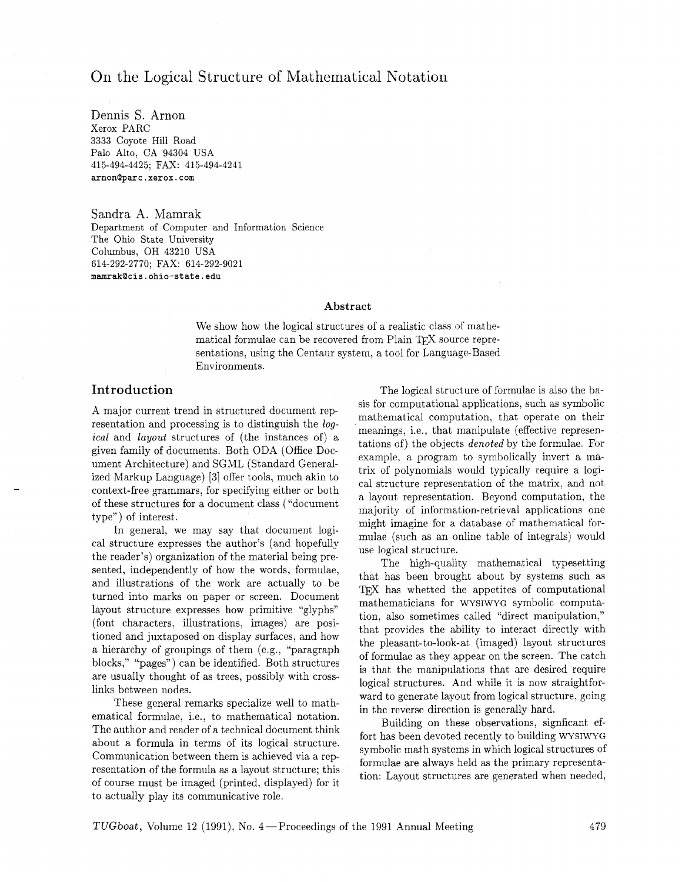# On the Logical Structure of Mathematical Notation

Dennis S. Arnon
Xerox PARC
3333 Coyote Hill Road
Palo Alto, CA 94304 USA
415-494-4425; FAX: 415-494-4241
arnon@parc.xerox.com

Sandra A. Mamrak
Department of Computer and Information Science
The Ohio State University
Columbus, OH 43210 USA
614-292-2770; FAX: 614-292-9021
mamrak@cis.ohio-state.edu

### Abstract

We show how the logical structures of a realistic class of mathematical formulae can be recovered from Plain TeX source representations, using the Centaur system, a tool for Language-Based Environments.

## Introduction

A major current trend in structured document representation and processing is to distinguish the *logical* and *layout* structures of (the instances of) a given family of documents. Both ODA (Office Document Architecture) and SGML (Standard Generalized Markup Language) [3] offer tools, much akin to context-free grammars, for specifying either or both of these structures for a document class ("document type") of interest.

In general, we may say that document logical structure expresses the author's (and hopefully the reader's) organization of the material being presented, independently of how the words, formulae, and illustrations of the work are actually to be turned into marks on paper or screen. Document layout structure expresses how primitive "glyphs" (font characters, illustrations, images) are positioned and juxtaposed on display surfaces, and how a hierarchy of groupings of them (e.g., "paragraph blocks," "pages") can be identified. Both structures are usually thought of as trees, possibly with cross-links between nodes.

These general remarks specialize well to mathematical formulae, i.e., to mathematical notation. The author and reader of a technical document think about a formula in terms of its logical structure. Communication between them is achieved via a representation of the formula as a layout structure; this of course must be imaged (printed, displayed) for it to actually play its communicative role.

The logical structure of formulae is also the basis for computational applications, such as symbolic mathematical computation, that operate on their meanings, i.e., that manipulate (effective representations of) the objects *denoted* by the formulae. For example, a program to symbolically invert a matrix of polynomials would typically require a logical structure representation of the matrix, and not a layout representation. Beyond computation, the majority of information-retrieval applications one might imagine for a database of mathematical formulae (such as an online table of integrals) would use logical structure.

The high-quality mathematical typesetting that has been brought about by systems such as TeX has whetted the appetites of computational mathematicians for WYSIWYG symbolic computation, also sometimes called "direct manipulation," that provides the ability to interact directly with the pleasant-to-look-at (imaged) layout structures of formulae as they appear on the screen. The catch is that the manipulations that are desired require logical structures. And while it is now straightforward to generate layout from logical structure, going in the reverse direction is generally hard.

Building on these observations, signficant effort has been devoted recently to building WYSIWYG symbolic math systems in which logical structures of formulae are always held as the primary representation: Layout structures are generated when needed,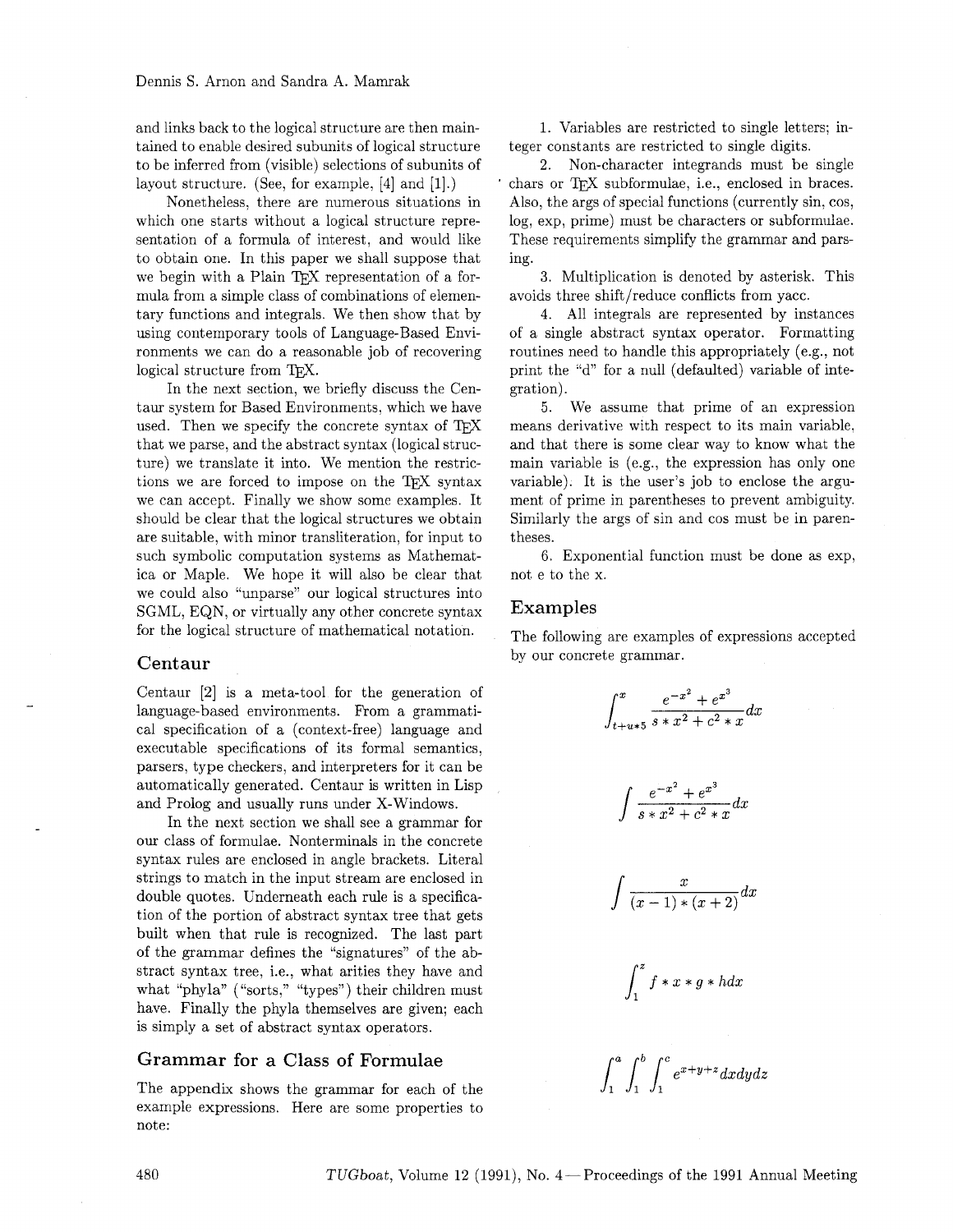and links back to the logical structure are then maintained to enable desired subunits of logical structure to be inferred from (visible) selections of subunits of layout structure. (See, for example, [4] and [1].)

Nonetheless, there are numerous situations in which one starts without a logical structure representation of a formula of interest, and would like to obtain one. In this paper we shall suppose that we begin with a Plain TEX representation of a formula from a simple class of combinations of elementary functions and integrals. We then show that by using contemporary tools of Language-Based Environments we can do a reasonable job of recovering logical structure from TEX.

In the next section, we briefly discuss the Centaur system for Based Environments, which we have used. Then we specify the concrete syntax of TEX that we parse, and the abstract syntax (logical structure) we translate it into. We mention the restrictions we are forced to impose on the TEX syntax we can accept. Finally we show some examples. It should be clear that the logical structures we obtain are suitable, with minor transliteration, for input to such symbolic computation systems as Mathematica or Maple. We hope it will also be clear that we could also "unparse" our logical structures into SGML, EQN, or virtually any other concrete syntax for the logical structure of mathematical notation.

## Centaur

Centaur [2] is a meta-tool for the generation of language-based environments. From a grammatical specification of a (context-free) language and executable specifications of its formal semantics, parsers, type checkers, and interpreters for it can be automatically generated. Centaur is written in Lisp and Prolog and usually runs under X-Windows.

In the next section we shall see a grammar for our class of formulae. Nonterminals in the concrete syntax rules are enclosed in angle brackets. Literal strings to match in the input stream are enclosed in double quotes. Underneath each rule is a specification of the portion of abstract syntax tree that gets built when that rule is recognized. The last part of the grammar defines the "signatures" of the abstract syntax tree, i.e., what arities they have and what "phyla" ("sorts," "types") their children must have. Finally the phyla themselves are given; each is simply a set of abstract syntax operators.

## Grammar for a Class of Formulae

The appendix shows the grammar for each of the example expressions. Here are some properties to note:

1. Variables are restricted to single letters; integer constants are restricted to single digits.

2. Non-character integrands must be single chars or TEX subformulae, i.e., enclosed in braces. Also, the args of special functions (currently sin, cos, log, exp, prime) must be characters or subformulae. These requirements simplify the grammar and parsing.

3. Multiplication is denoted by asterisk. This avoids three shift/reduce conflicts from yacc.

4. All integrals are represented by instances of a single abstract syntax operator. Formatting routines need to handle this appropriately (e.g., not print the "d" for a null (defaulted) variable of integration).

5. We assume that prime of an expression means derivative with respect to its main variable, and that there is some clear way to know what the main variable is (e.g., the expression has only one variable). It is the user's job to enclose the argument of prime in parentheses to prevent ambiguity. Similarly the args of sin and cos must be in parentheses.

6. Exponential function must be done as exp, not e to the x.

## Examples

The following are examples of expressions accepted by our concrete grammar.

$$\int_{t+u*5}^{x} \frac{e^{-x^2} + e^{x^3}}{s*x^2 + c^2 * x} dx$$

$$\int \frac{e^{-x^2} + e^{x^3}}{s*x^2 + c^2 * x} dx$$

$$\int \frac{x}{(x-1)*(x+2)} dx$$

$$\int_{1}^{z} f*x*g*h dx$$

$$\int_{1}^{a} \int_{1}^{b} \int_{1}^{c} e^{x+y+z} dx dy dz$$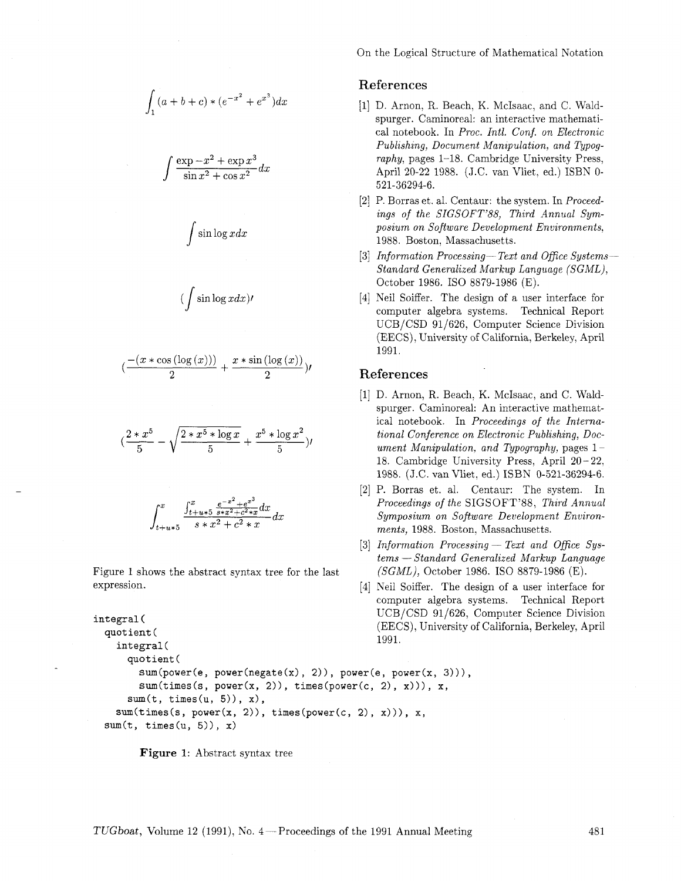$$\int_1 (a+b+c) * (e^{-x^2} + e^{x^3}) dx$$

$$\int \frac{\exp -x^2 + \exp x^3}{\sin x^2 + \cos x^2} dx$$

$$\int \sin \log x dx$$

$$(\int \sin \log x dx)\prime$$

$$(\frac{-(x * \cos(\log(x)))}{2} + \frac{x * \sin(\log(x))}{2})\prime$$

$$(\frac{2 * x^5}{5} - \sqrt{\frac{2 * x^5 * \log x}{5}} + \frac{x^5 * \log x^2}{5})\prime$$

$$\int_{t+u*5}^{x} \frac{\int_{t+u*5}^{x} \frac{e^{-x^2}+e^{x^3}}{s*x^2+c^2*x} dx}{s * x^2 + c^2 * x} dx$$

Figure 1 shows the abstract syntax tree for the last expression.

```
integral(
  quotient(
    integral(
      quotient(
        sum(power(e, power(negate(x), 2)), power(e, power(x, 3))),
        sum(times(s, power(x, 2)), times(power(c, 2), x))), x,
      sum(t, times(u, 5)), x),
    sum(times(s, power(x, 2)), times(power(c, 2), x))), x,
  sum(t, times(u, 5)), x)
```

**Figure 1**: Abstract syntax tree

## References

[1] D. Arnon, R. Beach, K. McIsaac, and C. Waldspurger. Caminoreal: an interactive mathematical notebook. In *Proc. Intl. Conf. on Electronic Publishing, Document Manipulation, and Typography*, pages 1–18. Cambridge University Press, April 20-22 1988. (J.C. van Vliet, ed.) ISBN 0-521-36294-6.

[2] P. Borras et. al. Centaur: the system. In *Proceedings of the SIGSOFT'88, Third Annual Symposium on Software Development Environments*, 1988. Boston, Massachusetts.

[3] *Information Processing— Text and Office Systems— Standard Generalized Markup Language (SGML)*, October 1986. ISO 8879-1986 (E).

[4] Neil Soiffer. The design of a user interface for computer algebra systems. Technical Report UCB/CSD 91/626, Computer Science Division (EECS), University of California, Berkeley, April 1991.

## References

[1] D. Arnon, R. Beach, K. McIsaac, and C. Waldspurger. Caminoreal: An interactive mathematical notebook. In *Proceedings of the International Conference on Electronic Publishing, Document Manipulation, and Typography*, pages 1–18. Cambridge University Press, April 20–22, 1988. (J.C. van Vliet, ed.) ISBN 0-521-36294-6.

[2] P. Borras et. al. Centaur: The system. In *Proceedings of the* SIGSOFT'88, *Third Annual Symposium on Software Development Environments*, 1988. Boston, Massachusetts.

[3] *Information Processing — Text and Office Systems — Standard Generalized Markup Language (SGML)*, October 1986. ISO 8879-1986 (E).

[4] Neil Soiffer. The design of a user interface for computer algebra systems. Technical Report UCB/CSD 91/626, Computer Science Division (EECS), University of California, Berkeley, April 1991.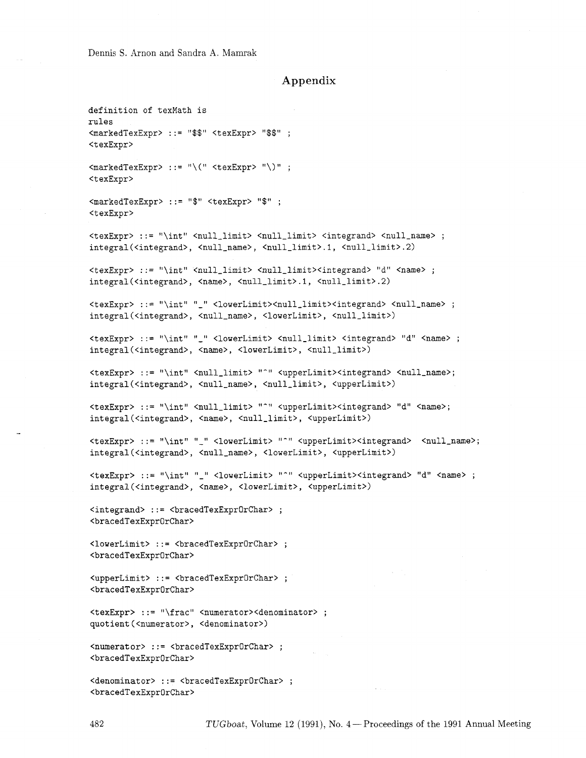## Appendix

```
definition of texMath is
rules
<markedTexExpr> ::= "$$" <texExpr> "$$" ;
<texExpr>

<markedTexExpr> ::= "\(" <texExpr> "\)" ;
<texExpr>

<markedTexExpr> ::= "$" <texExpr> "$" ;
<texExpr>

<texExpr> ::= "\int" <null_limit> <null_limit> <integrand> <null_name> ;
integral(<integrand>, <null_name>, <null_limit>.1, <null_limit>.2)

<texExpr> ::= "\int" <null_limit> <null_limit><integrand> "d" <name> ;
integral(<integrand>, <name>, <null_limit>.1, <null_limit>.2)

<texExpr> ::= "\int" "_" <lowerLimit><null_limit><integrand> <null_name> ;
integral(<integrand>, <null_name>, <lowerLimit>, <null_limit>)

<texExpr> ::= "\int" "_" <lowerLimit> <null_limit> <integrand> "d" <name> ;
integral(<integrand>, <name>, <lowerLimit>, <null_limit>)

<texExpr> ::= "\int" <null_limit> "^" <upperLimit><integrand> <null_name>;
integral(<integrand>, <null_name>, <null_limit>, <upperLimit>)

<texExpr> ::= "\int" <null_limit> "^" <upperLimit><integrand> "d" <name>;
integral(<integrand>, <name>, <null_limit>, <upperLimit>)

<texExpr> ::= "\int" "_" <lowerLimit> "^" <upperLimit><integrand>  <null_name>;
integral(<integrand>, <null_name>, <lowerLimit>, <upperLimit>)

<texExpr> ::= "\int" "_" <lowerLimit> "^" <upperLimit><integrand> "d" <name> ;
integral(<integrand>, <name>, <lowerLimit>, <upperLimit>)

<integrand> ::= <bracedTexExprOrChar> ;
<bracedTexExprOrChar>

<lowerLimit> ::= <bracedTexExprOrChar> ;
<bracedTexExprOrChar>

<upperLimit> ::= <bracedTexExprOrChar> ;
<bracedTexExprOrChar>

<texExpr> ::= "\frac" <numerator><denominator> ;
quotient(<numerator>, <denominator>)

<numerator> ::= <bracedTexExprOrChar> ;
<bracedTexExprOrChar>

<denominator> ::= <bracedTexExprOrChar> ;
<bracedTexExprOrChar>
```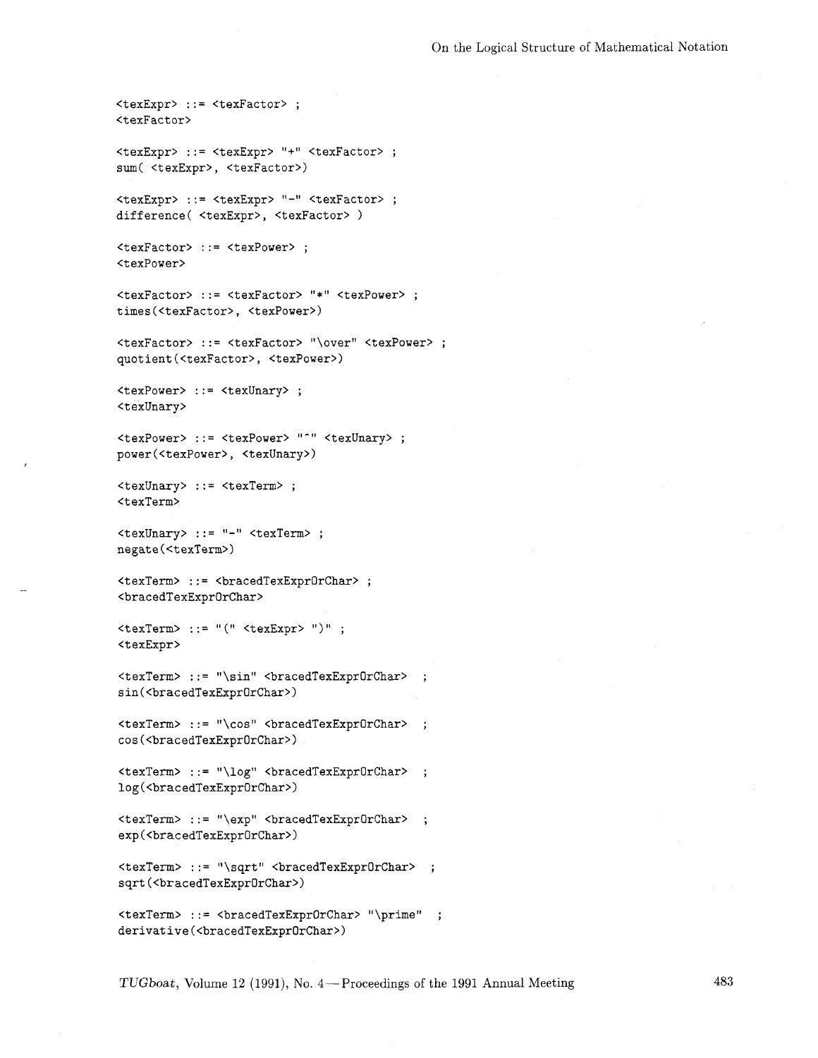```
<texExpr> ::= <texFactor> ;
<texFactor>

<texExpr> ::= <texExpr> "+" <texFactor> ;
sum( <texExpr>, <texFactor>)

<texExpr> ::= <texExpr> "-" <texFactor> ;
difference( <texExpr>, <texFactor> )

<texFactor> ::= <texPower> ;
<texPower>

<texFactor> ::= <texFactor> "*" <texPower> ;
times(<texFactor>, <texPower>)

<texFactor> ::= <texFactor> "\over" <texPower> ;
quotient(<texFactor>, <texPower>)

<texPower> ::= <texUnary> ;
<texUnary>

<texPower> ::= <texPower> "^" <texUnary> ;
power(<texPower>, <texUnary>)

<texUnary> ::= <texTerm> ;
<texTerm>

<texUnary> ::= "-" <texTerm> ;
negate(<texTerm>)

<texTerm> ::= <bracedTexExprOrChar> ;
<bracedTexExprOrChar>

<texTerm> ::= "(" <texExpr> ")" ;
<texExpr>

<texTerm> ::= "\sin" <bracedTexExprOrChar>  ;
sin(<bracedTexExprOrChar>)

<texTerm> ::= "\cos" <bracedTexExprOrChar>  ;
cos(<bracedTexExprOrChar>)

<texTerm> ::= "\log" <bracedTexExprOrChar>  ;
log(<bracedTexExprOrChar>)

<texTerm> ::= "\exp" <bracedTexExprOrChar>  ;
exp(<bracedTexExprOrChar>)

<texTerm> ::= "\sqrt" <bracedTexExprOrChar>  ;
sqrt(<bracedTexExprOrChar>)

<texTerm> ::= <bracedTexExprOrChar> "\prime"  ;
derivative(<bracedTexExprOrChar>)
```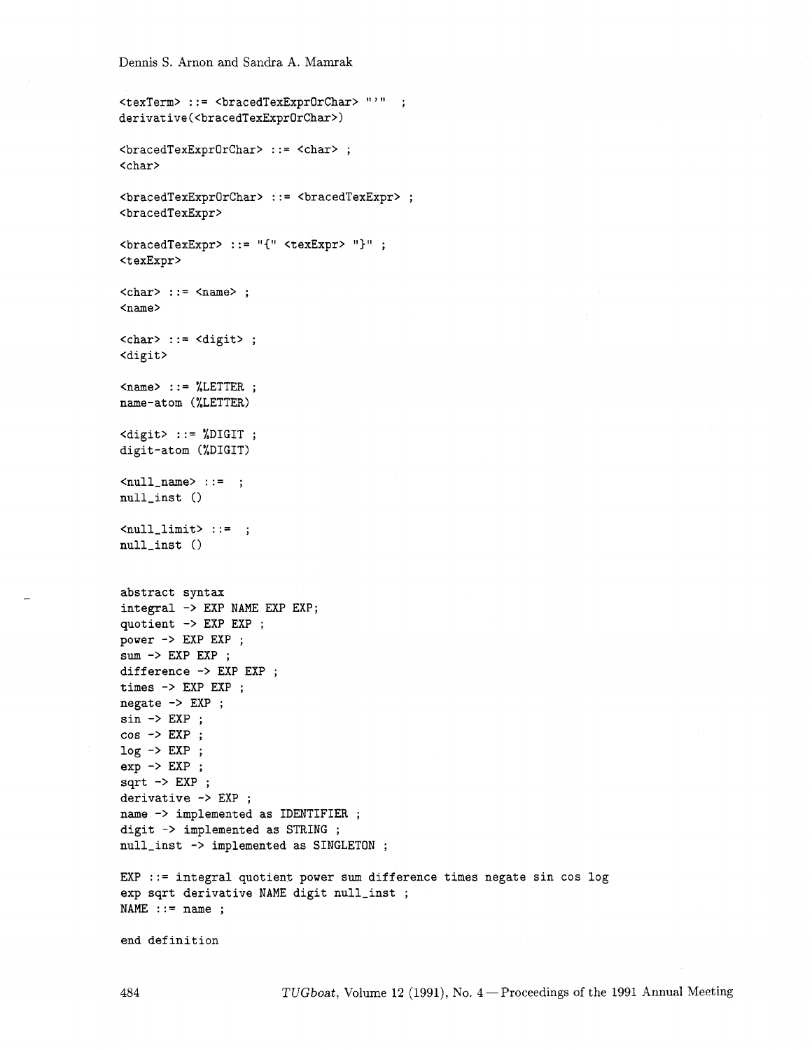```
<texTerm> ::= <bracedTexExprOrChar> "'" ;
derivative(<bracedTexExprOrChar>)

<bracedTexExprOrChar> ::= <char> ;
<char>

<bracedTexExprOrChar> ::= <bracedTexExpr> ;
<bracedTexExpr>

<bracedTexExpr> ::= "{" <texExpr> "}" ;
<texExpr>

<char> ::= <name> ;
<name>

<char> ::= <digit> ;
<digit>

<name> ::= %LETTER ;
name-atom (%LETTER)

<digit> ::= %DIGIT ;
digit-atom (%DIGIT)

<null_name> ::= ;
null_inst ()

<null_limit> ::= ;
null_inst ()


abstract syntax
integral -> EXP NAME EXP EXP;
quotient -> EXP EXP ;
power -> EXP EXP ;
sum -> EXP EXP ;
difference -> EXP EXP ;
times -> EXP EXP ;
negate -> EXP ;
sin -> EXP ;
cos -> EXP ;
log -> EXP ;
exp -> EXP ;
sqrt -> EXP ;
derivative -> EXP ;
name -> implemented as IDENTIFIER ;
digit -> implemented as STRING ;
null_inst -> implemented as SINGLETON ;

EXP ::= integral quotient power sum difference times negate sin cos log
exp sqrt derivative NAME digit null_inst ;
NAME ::= name ;

end definition
```